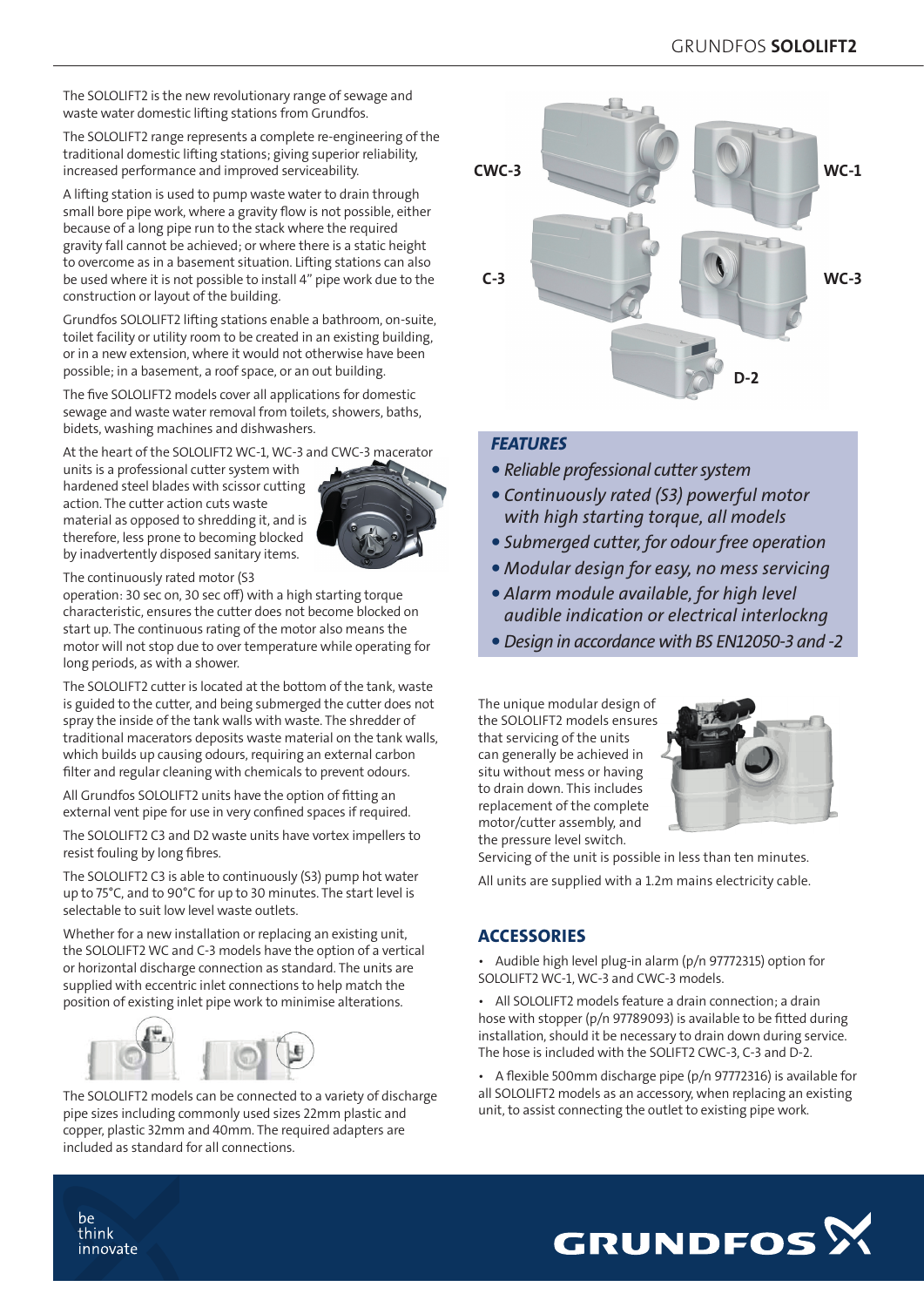The SOLOLIFT2 is the new revolutionary range of sewage and waste water domestic lifting stations from Grundfos.

The SOLOLIFT2 range represents a complete re-engineering of the traditional domestic lifting stations; giving superior reliability, increased performance and improved serviceability.

A lifting station is used to pump waste water to drain through small bore pipe work, where a gravity flow is not possible, either because of a long pipe run to the stack where the required gravity fall cannot be achieved; or where there is a static height to overcome as in a basement situation. Lifting stations can also be used where it is not possible to install 4" pipe work due to the construction or layout of the building.

Grundfos SOLOLIFT2 lifting stations enable a bathroom, on-suite, toilet facility or utility room to be created in an existing building, or in a new extension, where it would not otherwise have been possible; in a basement, a roof space, or an out building.

The five SOLOLIFT2 models cover all applications for domestic sewage and waste water removal from toilets, showers, baths, bidets, washing machines and dishwashers.

At the heart of the SOLOLIFT2 WC-1, WC-3 and CWC-3 macerator units is a professional cutter system with hardened steel blades with scissor cutting action. The cutter action cuts waste material as opposed to shredding it, and is therefore, less prone to becoming blocked by inadvertently disposed sanitary items.

The continuously rated motor (S3 operation: 30 sec on, 30 sec off) with a high starting torque characteristic, ensures the cutter does not become blocked on start up. The continuous rating of the motor also means the motor will not stop due to over temperature while operating for long periods, as with a shower.

The SOLOLIFT2 cutter is located at the bottom of the tank, waste is guided to the cutter, and being submerged the cutter does not spray the inside of the tank walls with waste. The shredder of traditional macerators deposits waste material on the tank walls, which builds up causing odours, requiring an external carbon filter and regular cleaning with chemicals to prevent odours.

All Grundfos SOLOLIFT2 units have the option of fitting an external vent pipe for use in very confined spaces if required.

The SOLOLIFT2 C3 and D2 waste units have vortex impellers to resist fouling by long fibres.

The SOLOLIFT2 C3 is able to continuously (S3) pump hot water up to 75°C, and to 90°C for up to 30 minutes. The start level is selectable to suit low level waste outlets.

Whether for a new installation or replacing an existing unit, the SOLOLIFT2 WC and C-3 models have the option of a vertical or horizontal discharge connection as standard. The units are supplied with eccentric inlet connections to help match the position of existing inlet pipe work to minimise alterations.

The SOLOLIFT2 models can be connected to a variety of discharge pipe sizes including commonly used sizes 22mm plastic and copper, plastic 32mm and 40mm. The required adapters are included as standard for all connections.

CWC-3 WC-1 C-3 WC-3 D-2

## FEATURES

- *Reliable professional cutter system*
- *Continuously rated (S3) powerful motor with high starting torque, all models*
- *Submerged cutter, for odour free operation*
- *Modular design for easy, no mess servicing*
- *Alarm module available, for high level audible indication or electrical interlockng*
- *Design in accordance with BS EN12050-3 and -2*

The unique modular design of the SOLOLIFT2 models ensures that servicing of the units can generally be achieved in situ without mess or having to drain down. This includes replacement of the complete motor/cutter assembly, and the pressure level switch. Servicing of the unit is possible in less than ten minutes.

All units are supplied with a 1.2m mains electricity cable.

## ACCESSORIES

- Audible high level plug-in alarm (p/n 97772315) option for SOLOLIFT2 WC-1, WC-3 and CWC-3 models.
- All SOLOLIFT2 models feature a drain connection; a drain hose with stopper (p/n 97789093) is available to be fitted during installation, should it be necessary to drain down during service. The hose is included with the SOLIFT2 CWC-3, C-3 and D-2.
- A flexible 500mm discharge pipe (p/n 97772316) is available for all SOLOLIFT2 models as an accessory, when replacing an existing unit, to assist connecting the outlet to existing pipe work.

be think innovate

GRUNDFOS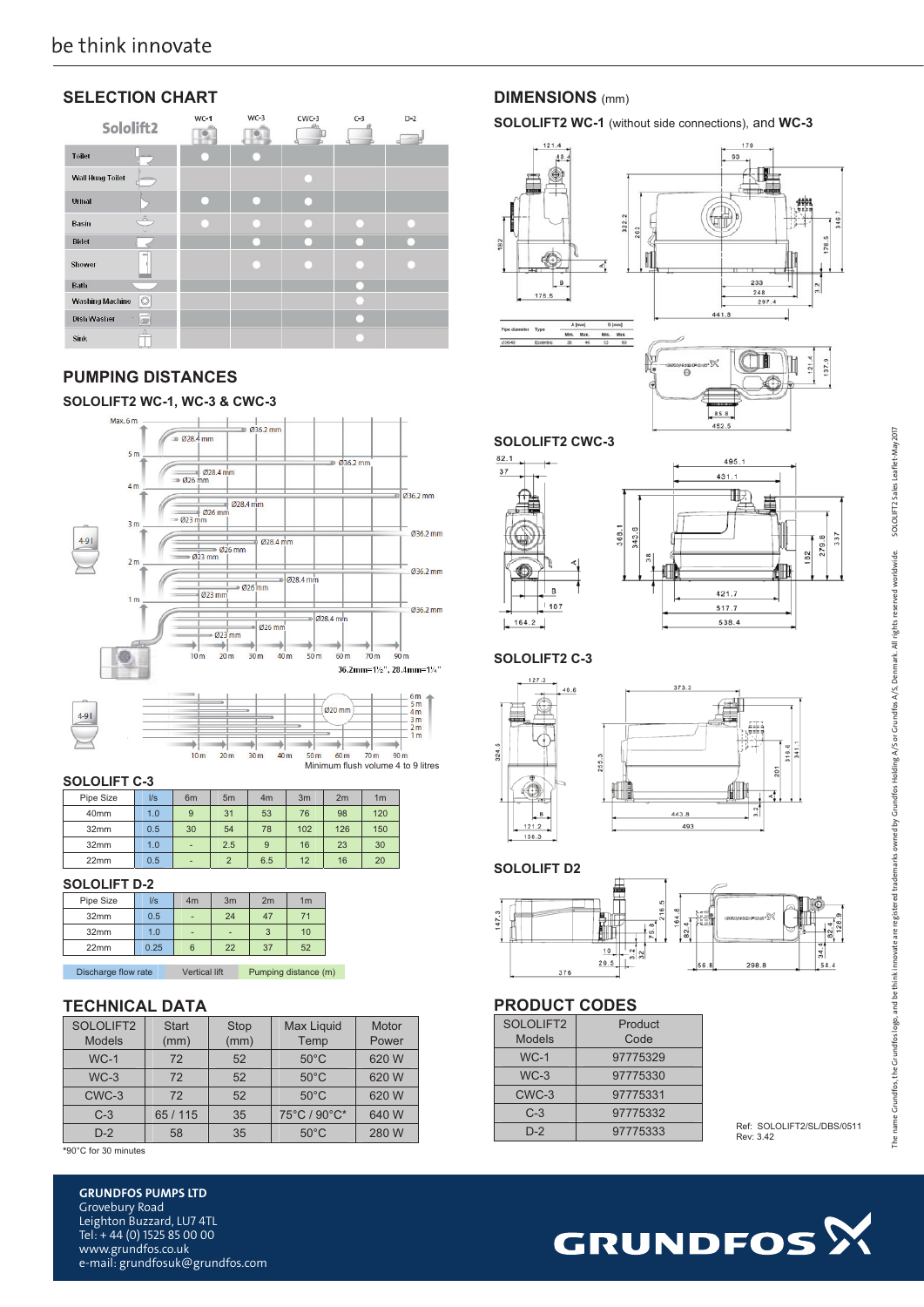be think innovate

## SELECTION CHART

| Sololift2 | WC-1 | WC-3 | CWC-3 | C-3 | D-2 |
|---|---|---|---|---|---|
| Toilet | ● | ● | | | |
| Wall Hung Toilet | | | ● | | |
| Urinal | ● | ● | ● | | |
| Basin | ● | ● | ● | ● | ● |
| Bidet | | ● | ● | ● | ● |
| Shower | | ● | ● | ● | ● |
| Bath | | | | ● | |
| Washing Machine | | | | ● | |
| Dish Washer | | | | ● | |
| Sink | | | | ● | |

## PUMPING DISTANCES

### SOLOLIFT2 WC-1, WC-3 & CWC-3

Max. 6 m
5 m
4 m
3 m
2 m
1 m
Ø36.2 mm
Ø28.4 mm
Ø26 mm
Ø23 mm
10 m 20 m 30 m 40 m 50 m 60 m 70 m 90 m
36.2mm=1½", 28.4mm=1¼"

Ø20 mm
6 m 5 m 4 m 3 m 2 m 1 m
10 m 20 m 30 m 40 m 50 m 60 m 70 m 90 m
Minimum flush volume 4 to 9 litres

### SOLOLIFT C-3

| Pipe Size | l/s | 6m | 5m | 4m | 3m | 2m | 1m |
|---|---|---|---|---|---|---|---|
| 40mm | 1.0 | 9 | 31 | 53 | 76 | 98 | 120 |
| 32mm | 0.5 | 30 | 54 | 78 | 102 | 126 | 150 |
| 32mm | 1.0 | - | 2.5 | 9 | 16 | 23 | 30 |
| 22mm | 0.5 | - | 2 | 6.5 | 12 | 16 | 20 |

### SOLOLIFT D-2

| Pipe Size | l/s | 4m | 3m | 2m | 1m |
|---|---|---|---|---|---|
| 32mm | 0.5 | - | 24 | 47 | 71 |
| 32mm | 1.0 | - | - | 3 | 10 |
| 22mm | 0.25 | 6 | 22 | 37 | 52 |

Discharge flow rate | Vertical lift | Pumping distance (m)

## TECHNICAL DATA

| SOLOLIFT2 Models | Start (mm) | Stop (mm) | Max Liquid Temp | Motor Power |
|---|---|---|---|---|
| WC-1 | 72 | 52 | 50°C | 620 W |
| WC-3 | 72 | 52 | 50°C | 620 W |
| CWC-3 | 72 | 52 | 50°C | 620 W |
| C-3 | 65 / 115 | 35 | 75°C / 90°C* | 640 W |
| D-2 | 58 | 35 | 50°C | 280 W |

*90°C for 30 minutes

## DIMENSIONS (mm)

### SOLOLIFT2 WC-1 (without side connections), and WC-3

121.4
49.4
182
322.2
203
175.5
B
A
170
93
340.7
178.5
3.2
233
248
297.4
441.8
121.4
137.9
85.8
452.5

| Pipe diameter | Type | A [mm] Min. | A [mm] Max. | B [mm] Min. | B [mm] Max. |
|---|---|---|---|---|---|
| 20/040 | Excentric | 36 | 46 | 53 | 63 |

### SOLOLIFT2 CWC-3

82.1
37
368.1
343.8
38
A
B
107
164.2
495.1
431.1
182
279.8
337
421.7
517.7
538.4

### SOLOLIFT2 C-3

127.3
40.6
324.5
B
121.2
156.3
373.3
255.3
443.8
493
3.2
A
201
319.6
341.1

### SOLOLIFT D2

147.3
75.8
216.5
10
20.5
3.2
32
376
164.8
82.4
56.8
298.8
34.8
54.4
82.4
128.9

## PRODUCT CODES

| SOLOLIFT2 Models | Product Code |
|---|---|
| WC-1 | 97775329 |
| WC-3 | 97775330 |
| CWC-3 | 97775331 |
| C-3 | 97775332 |
| D-2 | 97775333 |

Ref: SOLOLIFT2/SL/DBS/0511
Rev: 3.42

The name Grundfos, the Grundfos logo, and be think innovate are registered trademarks owned by Grundfos Holding A/S or Grundfos A/S, Denmark. All rights reserved worldwide. SOLOLIFT2 Sales Leaflet-May 2017

**GRUNDFOS PUMPS LTD**
Grovebury Road
Leighton Buzzard, LU7 4TL
Tel: + 44 (0) 1525 85 00 00
www.grundfos.co.uk
e-mail: grundfosuk@grundfos.com

GRUNDFOS